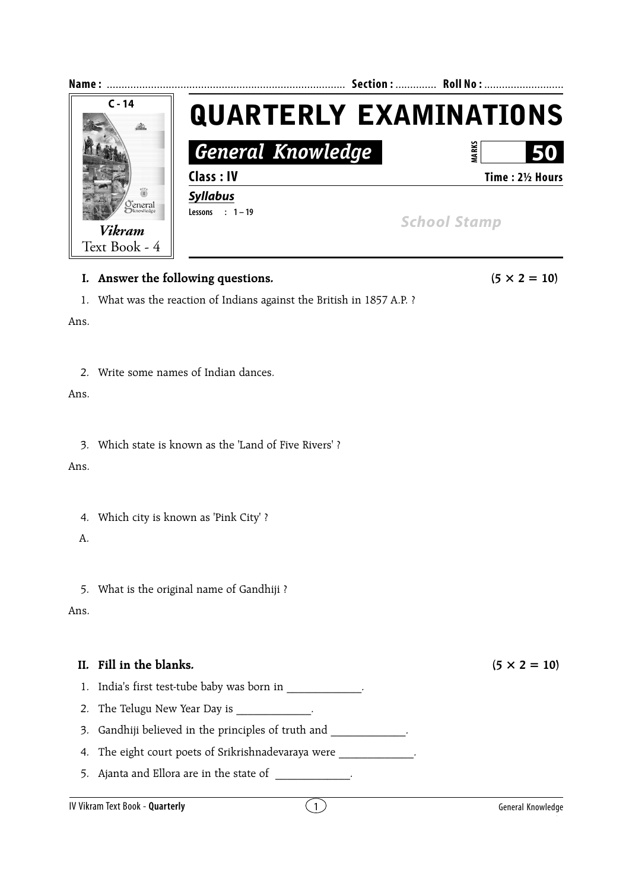Name : ................................................................................ Section : ............. Roll No : ...........................

C - 14

*Vikram*
Text Book - 4

# QUARTERLY EXAMINATIONS

## *General Knowledge*

MARKS **50**

**Class : IV** **Time : 2½ Hours**

***Syllabus***

**Lessons : 1 – 19**

*School Stamp*

---

**I. Answer the following questions.** **(5 × 2 = 10)**

1. What was the reaction of Indians against the British in 1857 A.P. ?

Ans.

2. Write some names of Indian dances.

Ans.

3. Which state is known as the 'Land of Five Rivers' ?

Ans.

4. Which city is known as 'Pink City' ?

A.

5. What is the original name of Gandhiji ?

Ans.

**II. Fill in the blanks.** **(5 × 2 = 10)**

1. India's first test-tube baby was born in _____________.
2. The Telugu New Year Day is _____________.
3. Gandhiji believed in the principles of truth and _____________.
4. The eight court poets of Srikrishnadevaraya were _____________.
5. Ajanta and Ellora are in the state of _____________.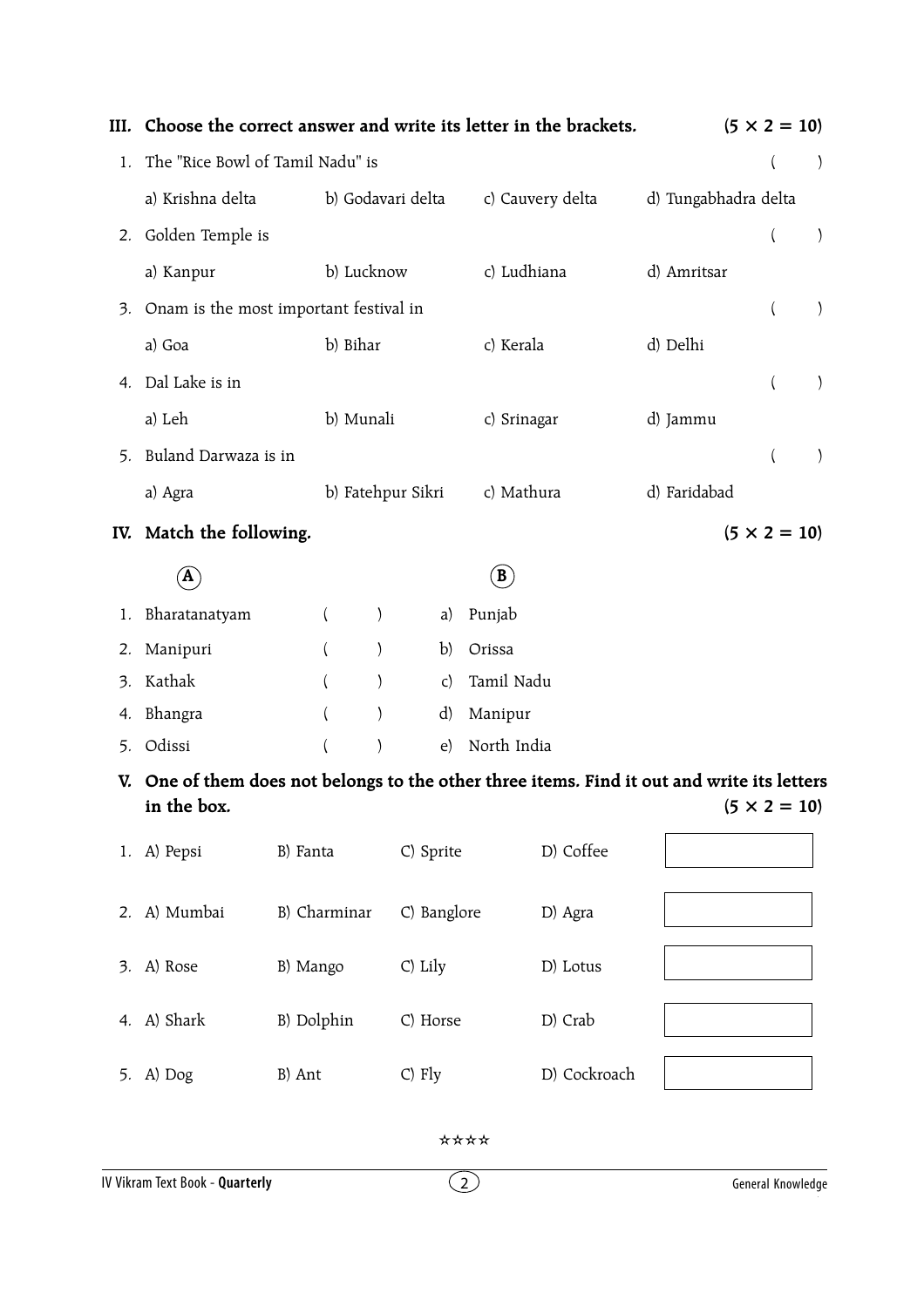## III. Choose the correct answer and write its letter in the brackets. (5 × 2 = 10)

1. The "Rice Bowl of Tamil Nadu" is ( )

   a) Krishna delta b) Godavari delta c) Cauvery delta d) Tungabhadra delta

2. Golden Temple is ( )

   a) Kanpur b) Lucknow c) Ludhiana d) Amritsar

3. Onam is the most important festival in ( )

   a) Goa b) Bihar c) Kerala d) Delhi

4. Dal Lake is in ( )

   a) Leh b) Munali c) Srinagar d) Jammu

5. Buland Darwaza is in ( )

   a) Agra b) Fatehpur Sikri c) Mathura d) Faridabad

## IV. Match the following. (5 × 2 = 10)

| | A | | | B |
|---|---|---|---|---|
| 1. | Bharatanatyam | ( ) | a) | Punjab |
| 2. | Manipuri | ( ) | b) | Orissa |
| 3. | Kathak | ( ) | c) | Tamil Nadu |
| 4. | Bhangra | ( ) | d) | Manipur |
| 5. | Odissi | ( ) | e) | North India |

## V. One of them does not belongs to the other three items. Find it out and write its letters in the box. (5 × 2 = 10)

1. A) Pepsi B) Fanta C) Sprite D) Coffee [ ]

2. A) Mumbai B) Charminar C) Banglore D) Agra [ ]

3. A) Rose B) Mango C) Lily D) Lotus [ ]

4. A) Shark B) Dolphin C) Horse D) Crab [ ]

5. A) Dog B) Ant C) Fly D) Cockroach [ ]

☆☆☆☆